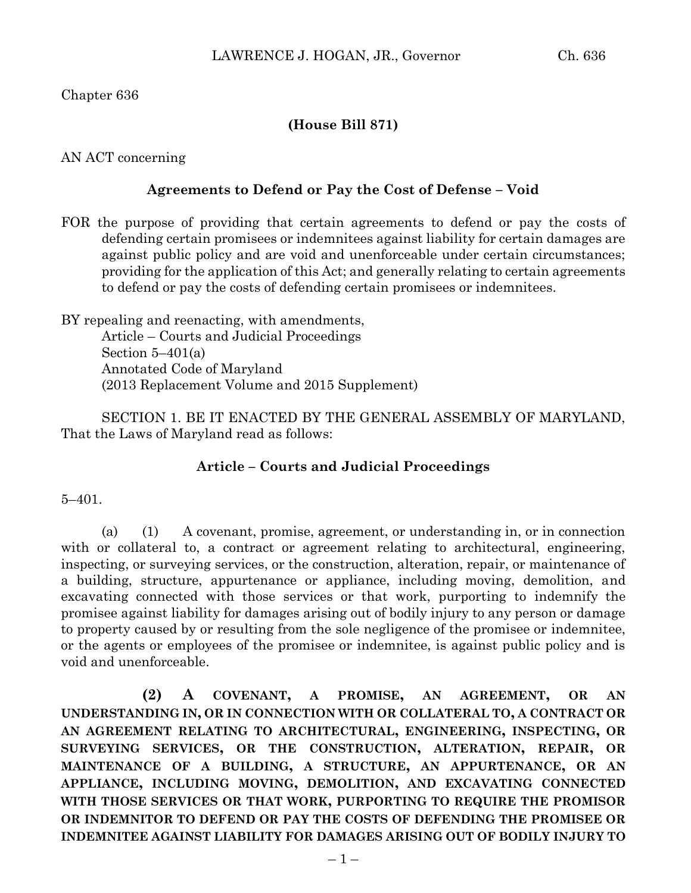Chapter 636

**(House Bill 871)**

AN ACT concerning

**Agreements to Defend or Pay the Cost of Defense – Void**

FOR the purpose of providing that certain agreements to defend or pay the costs of defending certain promisees or indemnitees against liability for certain damages are against public policy and are void and unenforceable under certain circumstances; providing for the application of this Act; and generally relating to certain agreements to defend or pay the costs of defending certain promisees or indemnitees.

BY repealing and reenacting, with amendments,
Article – Courts and Judicial Proceedings
Section 5–401(a)
Annotated Code of Maryland
(2013 Replacement Volume and 2015 Supplement)

SECTION 1. BE IT ENACTED BY THE GENERAL ASSEMBLY OF MARYLAND, That the Laws of Maryland read as follows:

**Article – Courts and Judicial Proceedings**

5–401.

(a) (1) A covenant, promise, agreement, or understanding in, or in connection with or collateral to, a contract or agreement relating to architectural, engineering, inspecting, or surveying services, or the construction, alteration, repair, or maintenance of a building, structure, appurtenance or appliance, including moving, demolition, and excavating connected with those services or that work, purporting to indemnify the promisee against liability for damages arising out of bodily injury to any person or damage to property caused by or resulting from the sole negligence of the promisee or indemnitee, or the agents or employees of the promisee or indemnitee, is against public policy and is void and unenforceable.

**(2) A COVENANT, A PROMISE, AN AGREEMENT, OR AN UNDERSTANDING IN, OR IN CONNECTION WITH OR COLLATERAL TO, A CONTRACT OR AN AGREEMENT RELATING TO ARCHITECTURAL, ENGINEERING, INSPECTING, OR SURVEYING SERVICES, OR THE CONSTRUCTION, ALTERATION, REPAIR, OR MAINTENANCE OF A BUILDING, A STRUCTURE, AN APPURTENANCE, OR AN APPLIANCE, INCLUDING MOVING, DEMOLITION, AND EXCAVATING CONNECTED WITH THOSE SERVICES OR THAT WORK, PURPORTING TO REQUIRE THE PROMISOR OR INDEMNITOR TO DEFEND OR PAY THE COSTS OF DEFENDING THE PROMISEE OR INDEMNITEE AGAINST LIABILITY FOR DAMAGES ARISING OUT OF BODILY INJURY TO**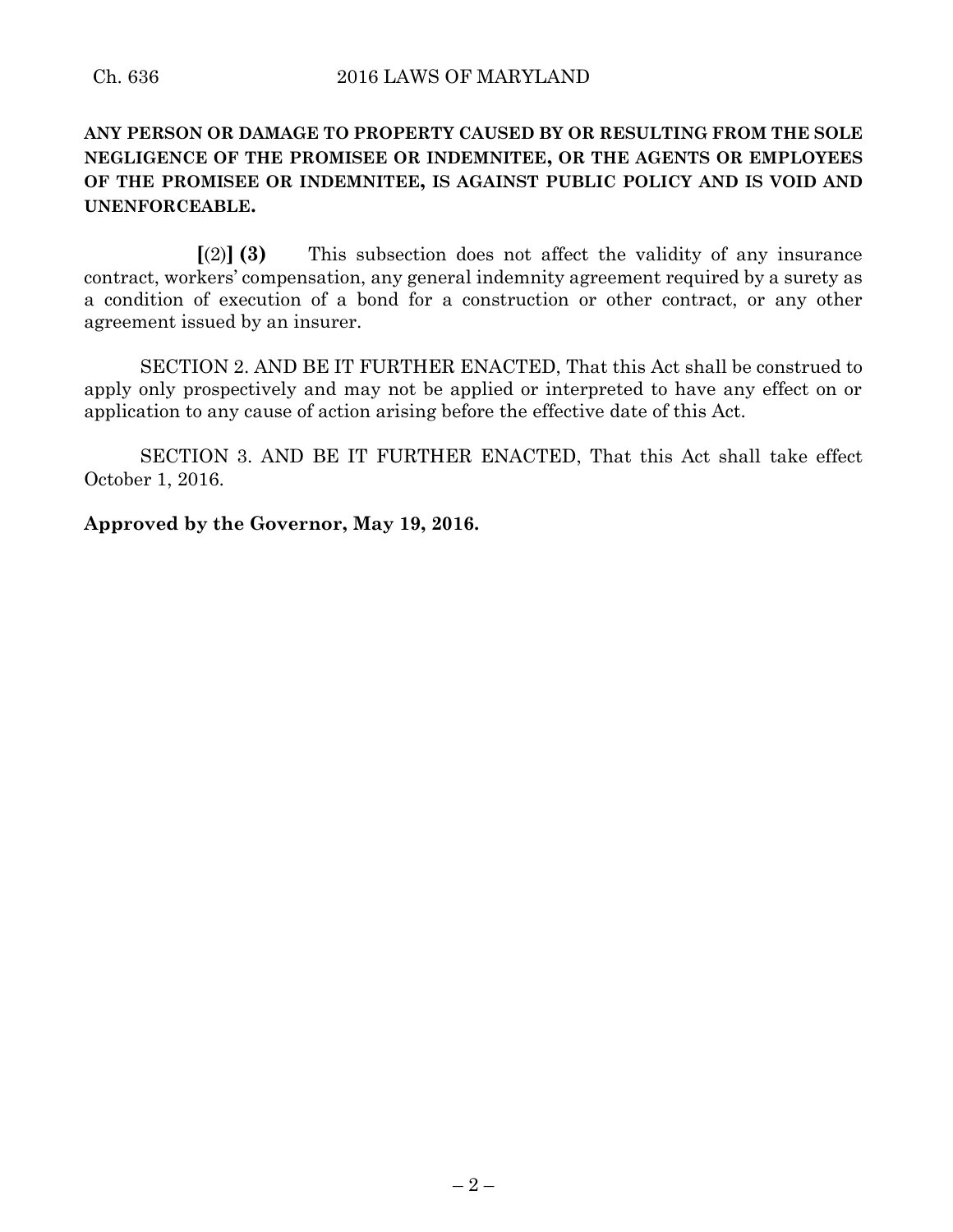**ANY PERSON OR DAMAGE TO PROPERTY CAUSED BY OR RESULTING FROM THE SOLE NEGLIGENCE OF THE PROMISEE OR INDEMNITEE, OR THE AGENTS OR EMPLOYEES OF THE PROMISEE OR INDEMNITEE, IS AGAINST PUBLIC POLICY AND IS VOID AND UNENFORCEABLE.**

**[**(2)**] (3)** This subsection does not affect the validity of any insurance contract, workers' compensation, any general indemnity agreement required by a surety as a condition of execution of a bond for a construction or other contract, or any other agreement issued by an insurer.

SECTION 2. AND BE IT FURTHER ENACTED, That this Act shall be construed to apply only prospectively and may not be applied or interpreted to have any effect on or application to any cause of action arising before the effective date of this Act.

SECTION 3. AND BE IT FURTHER ENACTED, That this Act shall take effect October 1, 2016.

**Approved by the Governor, May 19, 2016.**